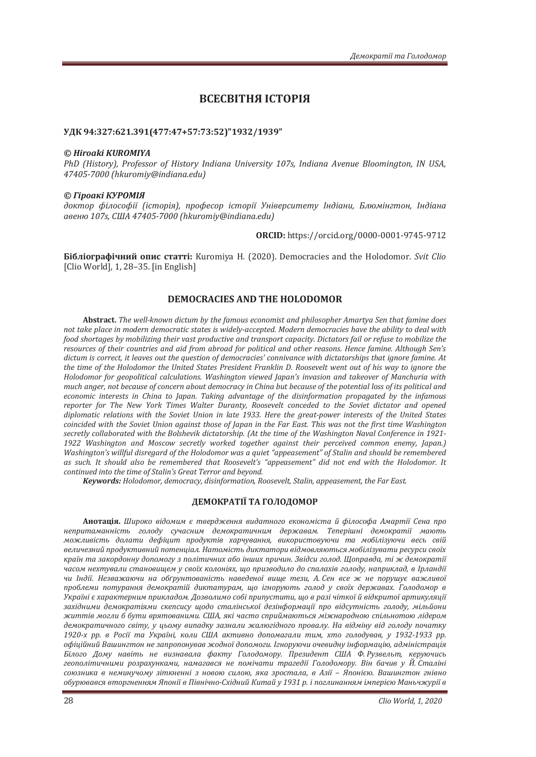## ВСЕСВІТНЯ ІСТОРІЯ

**УДК 94:327:621.391(477:47+57:73:52)"1932/1939"**

***© Hiroaki KUROMIYA***

*PhD (History), Professor of History Indiana University 107s, Indiana Avenue Bloomington, IN USA, 47405-7000 (hkuromiy@indiana.edu)*

***© Гіроакі КУРОМІЯ***

*доктор філософії (історія), професор історії Університету Індіани, Блюмінгтон, Індіана авеню 107s, США 47405-7000 (hkuromiy@indiana.edu)*

**ORCID:** https://orcid.org/0000-0001-9745-9712

**Бібліографічний опис статті:** Kuromiya H. (2020). Democracies and the Holodomor. *Svit Clio* [Clio World], 1, 28–35. [in English]

### DEMOCRACIES AND THE HOLODOMOR

**Abstract.** *The well-known dictum by the famous economist and philosopher Amartya Sen that famine does not take place in modern democratic states is widely-accepted. Modern democracies have the ability to deal with food shortages by mobilizing their vast productive and transport capacity. Dictators fail or refuse to mobilize the resources of their countries and aid from abroad for political and other reasons. Hence famine. Although Sen's dictum is correct, it leaves out the question of democracies' connivance with dictatorships that ignore famine. At the time of the Holodomor the United States President Franklin D. Roosevelt went out of his way to ignore the Holodomor for geopolitical calculations. Washington viewed Japan's invasion and takeover of Manchuria with much anger, not because of concern about democracy in China but because of the potential loss of its political and economic interests in China to Japan. Taking advantage of the disinformation propagated by the infamous reporter for The New York Times Walter Duranty, Roosevelt conceded to the Soviet dictator and opened diplomatic relations with the Soviet Union in late 1933. Here the great-power interests of the United States coincided with the Soviet Union against those of Japan in the Far East. This was not the first time Washington secretly collaborated with the Bolshevik dictatorship. (At the time of the Washington Naval Conference in 1921-1922 Washington and Moscow secretly worked together against their perceived common enemy, Japan.) Washington's willful disregard of the Holodomor was a quiet "appeasement" of Stalin and should be remembered as such. It should also be remembered that Roosevelt's "appeasement" did not end with the Holodomor. It continued into the time of Stalin's Great Terror and beyond.*

***Keywords:*** *Holodomor, democracy, disinformation, Roosevelt, Stalin, appeasement, the Far East.*

### ДЕМОКРАТІЇ ТА ГОЛОДОМОР

**Анотація.** *Широко відомим є твердження видатного економіста й філософа Амартії Сена про непритаманність голоду сучасним демократичним державам. Теперішні демократії мають можливість долати дефіцит продуктів харчування, використовуючи та мобілізуючи весь свій величезний продуктивний потенціал. Натомість диктатори відмовляються мобілізувати ресурси своїх країн та закордонну допомогу з політичних або інших причин. Звідси голод. Щоправда, ті ж демократії часом нехтували становищем у своїх колоніях, що призводило до спалахів голоду, наприклад, в Ірландії чи Індії. Незважаючи на обґрунтованість наведеної вище тези, А. Сен все ж не порушує важливої проблеми потурання демократій диктатурам, що ігнорують голод у своїх державах. Голодомор в Україні є характерним прикладом. Дозволимо собі припустити, що в разі чіткої й відкритої артикуляції західними демократіями скепсису щодо сталінської дезінформації про відсутність голоду, мільйони життів могли б бути врятованими. США, які часто сприймаються міжнародною спільнотою лідером демократичного світу, у цьому випадку зазнали жалюгідного провалу. На відміну від голоду початку 1920-х рр. в Росії та Україні, коли США активно допомагали тим, хто голодував, у 1932-1933 рр. офіційний Вашингтон не запропонував жодної допомоги. Ігноруючи очевидну інформацію, адміністрація Білого Дому навіть не визнавала факту Голодомору. Президент США Ф. Рузвельт, керуючись геополітичними розрахунками, намагався не помічати трагедії Голодомору. Він бачив у Й. Сталіні союзника в неминучому зіткненні з новою силою, яка зростала, в Азії – Японією. Вашингтон гнівно обурювався вторгненням Японії в Північно-Східний Китай у 1931 р. і поглинанням імперією Маньчжурії в*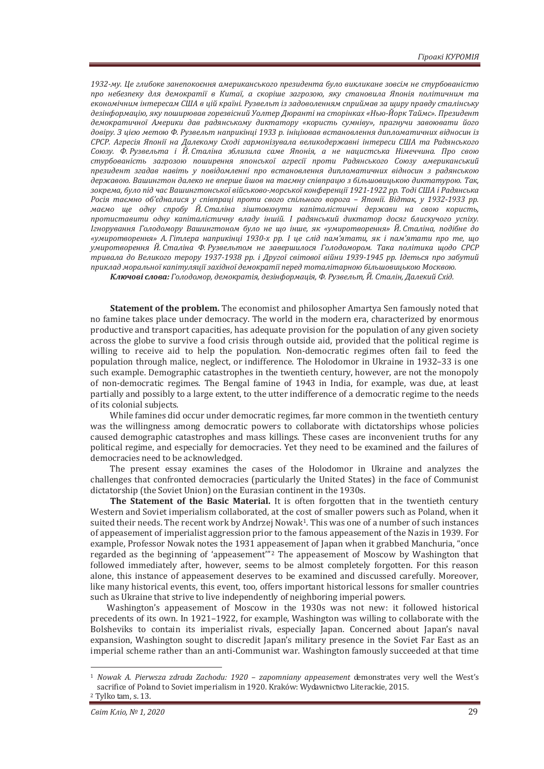*1932-му. Це глибоке занепокоєння американського президента було викликане зовсім не стурбованістю про небезпеку для демократії в Китаї, а скоріше загрозою, яку становила Японія політичним та економічним інтересам США в цій країні. Рузвельт із задоволенням сприймав за щиру правду сталінську дезінформацію, яку поширював горезвісний Уолтер Дюранті на сторінках «Нью-Йорк Таймс». Президент демократичної Америки дав радянському диктатору «користь сумніву», прагнучи завоювати його довіру. З цією метою Ф. Рузвельт наприкінці 1933 р. ініціював встановлення дипломатичних відносин із СРСР. Агресія Японії на Далекому Сході гармонізувала великодержавні інтереси США та Радянського Союзу. Ф. Рузвельта і Й. Сталіна зблизила саме Японія, а не нацистська Німеччина. Про свою стурбованість загрозою поширення японської агресії проти Радянського Союзу американський президент згадав навіть у повідомленні про встановлення дипломатичних відносин з радянською державою. Вашингтон далеко не вперше йшов на таємну співпрацю з більшовицькою диктатурою. Так, зокрема, було під час Вашингтонської військово-морської конференції 1921-1922 рр. Тоді США і Радянська Росія таємно об'єдналися у співпраці проти свого спільного ворога – Японії. Відтак, у 1932-1933 рр. маємо ще одну спробу Й. Сталіна зіштовхнути капіталістичні держави на свою користь, протиставити одну капіталістичну владу іншій. І радянський диктатор досяг блискучого успіху. Ігнорування Голодомору Вашингтоном було не що інше, як «умиротворення» Й. Сталіна, подібне до «умиротворення» А. Гітлера наприкінці 1930-х рр. І це слід пам'ятати, як і пам'ятати про те, що умиротворення Й. Сталіна Ф. Рузвельтом не завершилося Голодомором. Така політика щодо СРСР тривала до Великого терору 1937-1938 рр. і Другої світової війни 1939-1945 рр. Ідеться про забутий приклад моральної капітуляції західної демократії перед тоталітарною більшовицькою Москвою.*

***Ключові слова:*** *Голодомор, демократія, дезінформація, Ф. Рузвельт, Й. Сталін, Далекий Схід.*

**Statement of the problem.** The economist and philosopher Amartya Sen famously noted that no famine takes place under democracy. The world in the modern era, characterized by enormous productive and transport capacities, has adequate provision for the population of any given society across the globe to survive a food crisis through outside aid, provided that the political regime is willing to receive aid to help the population. Non-democratic regimes often fail to feed the population through malice, neglect, or indifference. The Holodomor in Ukraine in 1932–33 is one such example. Demographic catastrophes in the twentieth century, however, are not the monopoly of non-democratic regimes. The Bengal famine of 1943 in India, for example, was due, at least partially and possibly to a large extent, to the utter indifference of a democratic regime to the needs of its colonial subjects.

While famines did occur under democratic regimes, far more common in the twentieth century was the willingness among democratic powers to collaborate with dictatorships whose policies caused demographic catastrophes and mass killings. These cases are inconvenient truths for any political regime, and especially for democracies. Yet they need to be examined and the failures of democracies need to be acknowledged.

The present essay examines the cases of the Holodomor in Ukraine and analyzes the challenges that confronted democracies (particularly the United States) in the face of Communist dictatorship (the Soviet Union) on the Eurasian continent in the 1930s.

**The Statement of the Basic Material.** It is often forgotten that in the twentieth century Western and Soviet imperialism collaborated, at the cost of smaller powers such as Poland, when it suited their needs. The recent work by Andrzej Nowak[1]. This was one of a number of such instances of appeasement of imperialist aggression prior to the famous appeasement of the Nazis in 1939. For example, Professor Nowak notes the 1931 appeasement of Japan when it grabbed Manchuria, "once regarded as the beginning of 'appeasement'"[2] The appeasement of Moscow by Washington that followed immediately after, however, seems to be almost completely forgotten. For this reason alone, this instance of appeasement deserves to be examined and discussed carefully. Moreover, like many historical events, this event, too, offers important historical lessons for smaller countries such as Ukraine that strive to live independently of neighboring imperial powers.

Washington's appeasement of Moscow in the 1930s was not new: it followed historical precedents of its own. In 1921–1922, for example, Washington was willing to collaborate with the Bolsheviks to contain its imperialist rivals, especially Japan. Concerned about Japan's naval expansion, Washington sought to discredit Japan's military presence in the Soviet Far East as an imperial scheme rather than an anti-Communist war. Washington famously succeeded at that time

---

[1] *Nowak A. Pierwsza zdrada Zachodu: 1920 – zapomniany appeasement* demonstrates very well the West's sacrifice of Poland to Soviet imperialism in 1920. Kraków: Wydawnictwo Literackie, 2015.

[2] Tylko tam, s. 13.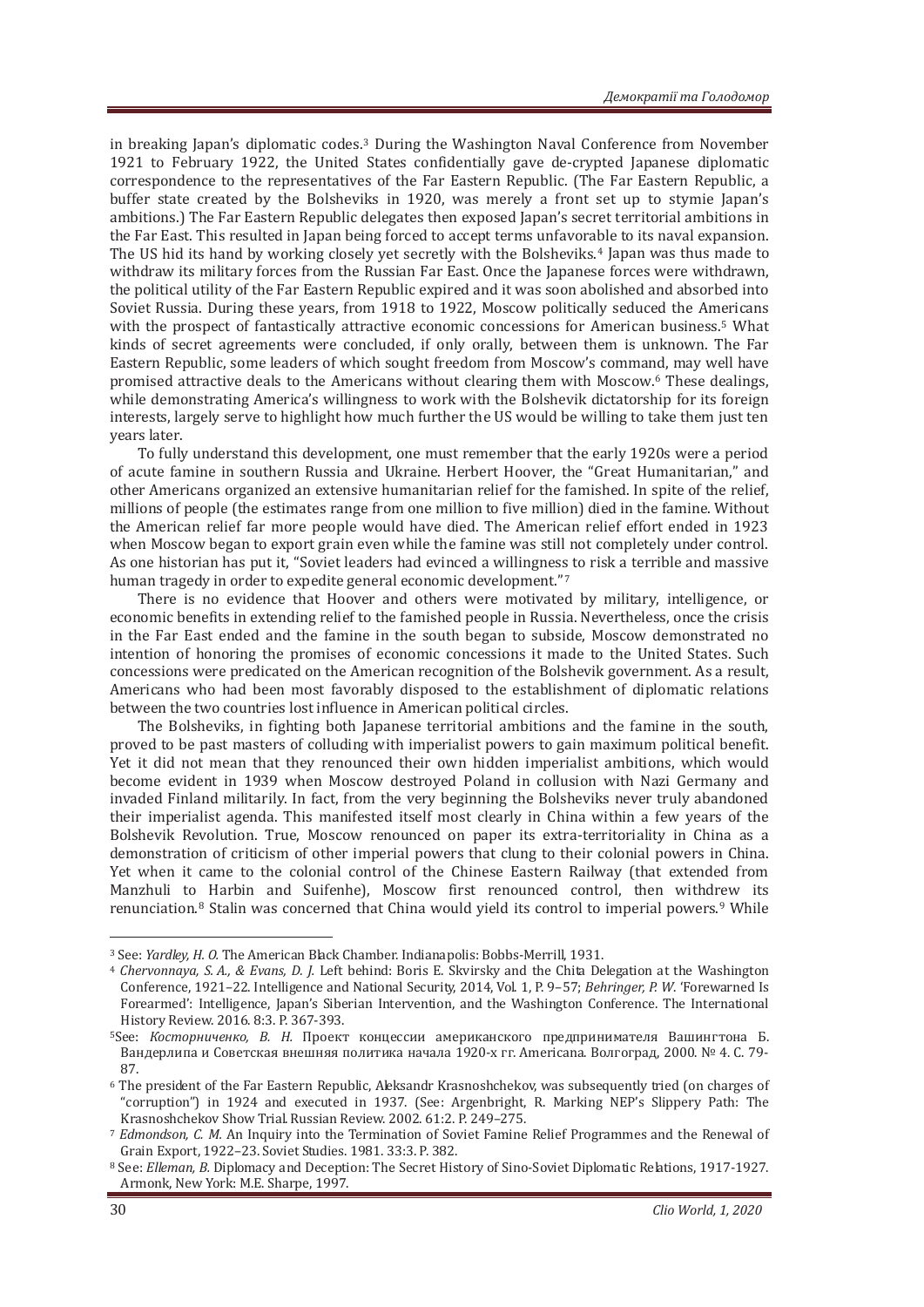in breaking Japan's diplomatic codes.[3] During the Washington Naval Conference from November 1921 to February 1922, the United States confidentially gave de-crypted Japanese diplomatic correspondence to the representatives of the Far Eastern Republic. (The Far Eastern Republic, a buffer state created by the Bolsheviks in 1920, was merely a front set up to stymie Japan's ambitions.) The Far Eastern Republic delegates then exposed Japan's secret territorial ambitions in the Far East. This resulted in Japan being forced to accept terms unfavorable to its naval expansion. The US hid its hand by working closely yet secretly with the Bolsheviks.[4] Japan was thus made to withdraw its military forces from the Russian Far East. Once the Japanese forces were withdrawn, the political utility of the Far Eastern Republic expired and it was soon abolished and absorbed into Soviet Russia. During these years, from 1918 to 1922, Moscow politically seduced the Americans with the prospect of fantastically attractive economic concessions for American business.[5] What kinds of secret agreements were concluded, if only orally, between them is unknown. The Far Eastern Republic, some leaders of which sought freedom from Moscow's command, may well have promised attractive deals to the Americans without clearing them with Moscow.[6] These dealings, while demonstrating America's willingness to work with the Bolshevik dictatorship for its foreign interests, largely serve to highlight how much further the US would be willing to take them just ten years later.

To fully understand this development, one must remember that the early 1920s were a period of acute famine in southern Russia and Ukraine. Herbert Hoover, the "Great Humanitarian," and other Americans organized an extensive humanitarian relief for the famished. In spite of the relief, millions of people (the estimates range from one million to five million) died in the famine. Without the American relief far more people would have died. The American relief effort ended in 1923 when Moscow began to export grain even while the famine was still not completely under control. As one historian has put it, "Soviet leaders had evinced a willingness to risk a terrible and massive human tragedy in order to expedite general economic development."[7]

There is no evidence that Hoover and others were motivated by military, intelligence, or economic benefits in extending relief to the famished people in Russia. Nevertheless, once the crisis in the Far East ended and the famine in the south began to subside, Moscow demonstrated no intention of honoring the promises of economic concessions it made to the United States. Such concessions were predicated on the American recognition of the Bolshevik government. As a result, Americans who had been most favorably disposed to the establishment of diplomatic relations between the two countries lost influence in American political circles.

The Bolsheviks, in fighting both Japanese territorial ambitions and the famine in the south, proved to be past masters of colluding with imperialist powers to gain maximum political benefit. Yet it did not mean that they renounced their own hidden imperialist ambitions, which would become evident in 1939 when Moscow destroyed Poland in collusion with Nazi Germany and invaded Finland militarily. In fact, from the very beginning the Bolsheviks never truly abandoned their imperialist agenda. This manifested itself most clearly in China within a few years of the Bolshevik Revolution. True, Moscow renounced on paper its extra-territoriality in China as a demonstration of criticism of other imperial powers that clung to their colonial powers in China. Yet when it came to the colonial control of the Chinese Eastern Railway (that extended from Manzhuli to Harbin and Suifenhe), Moscow first renounced control, then withdrew its renunciation.[8] Stalin was concerned that China would yield its control to imperial powers.[9] While

---

[3] See: *Yardley, H. O.* The American Black Chamber. Indianapolis: Bobbs-Merrill, 1931.

[4] *Chervonnaya, S. A., & Evans, D. J.* Left behind: Boris E. Skvirsky and the Chita Delegation at the Washington Conference, 1921–22. Intelligence and National Security, 2014, Vol. 1, P. 9–57; *Behringer, P. W.* 'Forewarned Is Forearmed': Intelligence, Japan's Siberian Intervention, and the Washington Conference. The International History Review. 2016. 8:3. P. 367-393.

[5] See: *Косторниченко, В. Н.* Проект концессии американского предпринимателя Вашингтона Б. Вандерлипа и Советская внешняя политика начала 1920-х гг. Americana. Волгоград, 2000. № 4. С. 79-87.

[6] The president of the Far Eastern Republic, Aleksandr Krasnoshchekov, was subsequently tried (on charges of "corruption") in 1924 and executed in 1937. (See: Argenbright, R. Marking NEP's Slippery Path: The Krasnoshchekov Show Trial. Russian Review. 2002. 61:2. P. 249–275.

[7] *Edmondson, C. M.* An Inquiry into the Termination of Soviet Famine Relief Programmes and the Renewal of Grain Export, 1922–23. Soviet Studies. 1981. 33:3. P. 382.

[8] See: *Elleman, B.* Diplomacy and Deception: The Secret History of Sino-Soviet Diplomatic Relations, 1917-1927. Armonk, New York: M.E. Sharpe, 1997.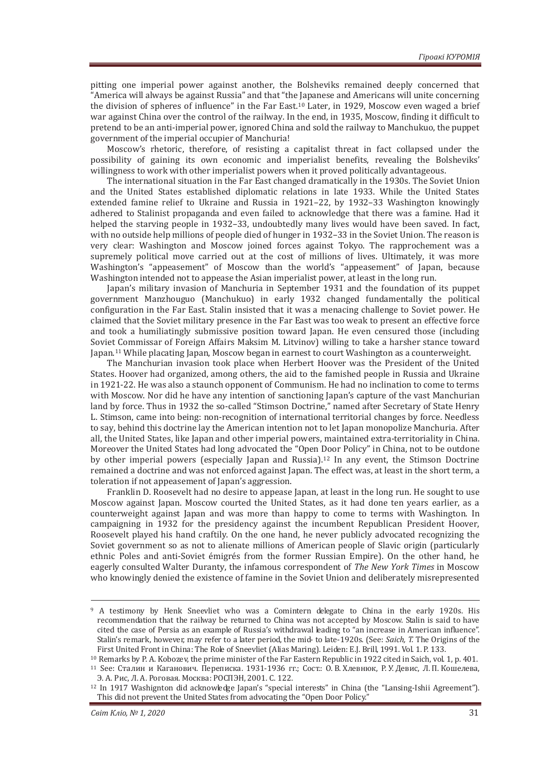pitting one imperial power against another, the Bolsheviks remained deeply concerned that "America will always be against Russia" and that "the Japanese and Americans will unite concerning the division of spheres of influence" in the Far East.[10] Later, in 1929, Moscow even waged a brief war against China over the control of the railway. In the end, in 1935, Moscow, finding it difficult to pretend to be an anti-imperial power, ignored China and sold the railway to Manchukuo, the puppet government of the imperial occupier of Manchuria!

Moscow's rhetoric, therefore, of resisting a capitalist threat in fact collapsed under the possibility of gaining its own economic and imperialist benefits, revealing the Bolsheviks' willingness to work with other imperialist powers when it proved politically advantageous.

The international situation in the Far East changed dramatically in the 1930s. The Soviet Union and the United States established diplomatic relations in late 1933. While the United States extended famine relief to Ukraine and Russia in 1921–22, by 1932–33 Washington knowingly adhered to Stalinist propaganda and even failed to acknowledge that there was a famine. Had it helped the starving people in 1932–33, undoubtedly many lives would have been saved. In fact, with no outside help millions of people died of hunger in 1932–33 in the Soviet Union. The reason is very clear: Washington and Moscow joined forces against Tokyo. The rapprochement was a supremely political move carried out at the cost of millions of lives. Ultimately, it was more Washington's "appeasement" of Moscow than the world's "appeasement" of Japan, because Washington intended not to appease the Asian imperialist power, at least in the long run.

Japan's military invasion of Manchuria in September 1931 and the foundation of its puppet government Manzhouguo (Manchukuo) in early 1932 changed fundamentally the political configuration in the Far East. Stalin insisted that it was a menacing challenge to Soviet power. He claimed that the Soviet military presence in the Far East was too weak to present an effective force and took a humiliatingly submissive position toward Japan. He even censured those (including Soviet Commissar of Foreign Affairs Maksim M. Litvinov) willing to take a harsher stance toward Japan.[11] While placating Japan, Moscow began in earnest to court Washington as a counterweight.

The Manchurian invasion took place when Herbert Hoover was the President of the United States. Hoover had organized, among others, the aid to the famished people in Russia and Ukraine in 1921-22. He was also a staunch opponent of Communism. He had no inclination to come to terms with Moscow. Nor did he have any intention of sanctioning Japan's capture of the vast Manchurian land by force. Thus in 1932 the so-called "Stimson Doctrine," named after Secretary of State Henry L. Stimson, came into being: non-recognition of international territorial changes by force. Needless to say, behind this doctrine lay the American intention not to let Japan monopolize Manchuria. After all, the United States, like Japan and other imperial powers, maintained extra-territoriality in China. Moreover the United States had long advocated the "Open Door Policy" in China, not to be outdone by other imperial powers (especially Japan and Russia).[12] In any event, the Stimson Doctrine remained a doctrine and was not enforced against Japan. The effect was, at least in the short term, a toleration if not appeasement of Japan's aggression.

Franklin D. Roosevelt had no desire to appease Japan, at least in the long run. He sought to use Moscow against Japan. Moscow courted the United States, as it had done ten years earlier, as a counterweight against Japan and was more than happy to come to terms with Washington. In campaigning in 1932 for the presidency against the incumbent Republican President Hoover, Roosevelt played his hand craftily. On the one hand, he never publicly advocated recognizing the Soviet government so as not to alienate millions of American people of Slavic origin (particularly ethnic Poles and anti-Soviet émigrés from the former Russian Empire). On the other hand, he eagerly consulted Walter Duranty, the infamous correspondent of *The New York Times* in Moscow who knowingly denied the existence of famine in the Soviet Union and deliberately misrepresented

---

[9] A testimony by Henk Sneevliet who was a Comintern delegate to China in the early 1920s. His recommendation that the railway be returned to China was not accepted by Moscow. Stalin is said to have cited the case of Persia as an example of Russia's withdrawal leading to "an increase in American influence". Stalin's remark, however, may refer to a later period, the mid- to late-1920s. (See: *Saich, T.* The Origins of the First United Front in China: The Role of Sneevliet (Alias Maring). Leiden: E.J. Brill, 1991. Vol. 1. P. 133.

[10] Remarks by P. A. Kobozev, the prime minister of the Far Eastern Republic in 1922 cited in Saich, vol. 1, p. 401.

[11] See: Сталин и Каганович. Переписка. 1931-1936 гг.; Сост.: О. В. Хлевнюк, Р. У. Девис, Л. П. Кошелева, Э. А. Рис, Л. А. Роговая. Москва: РОСПЭН, 2001. С. 122.

[12] In 1917 Washington did acknowledge Japan's "special interests" in China (the "Lansing-Ishii Agreement"). This did not prevent the United States from advocating the "Open Door Policy."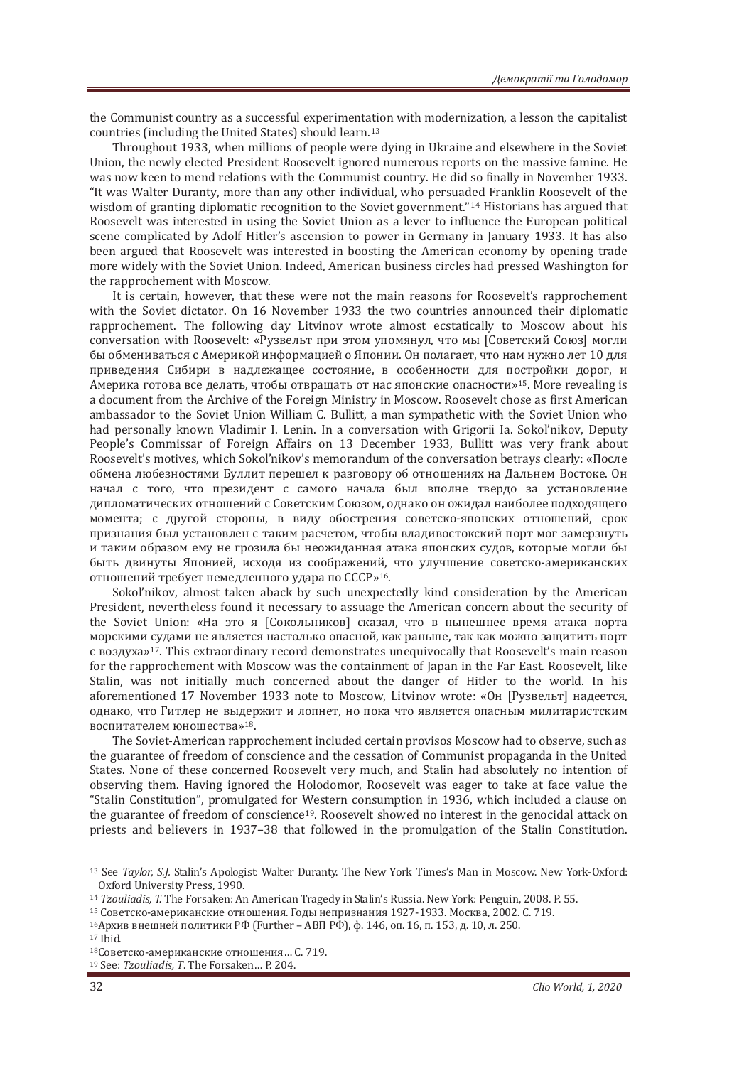the Communist country as a successful experimentation with modernization, a lesson the capitalist countries (including the United States) should learn.[13]

Throughout 1933, when millions of people were dying in Ukraine and elsewhere in the Soviet Union, the newly elected President Roosevelt ignored numerous reports on the massive famine. He was now keen to mend relations with the Communist country. He did so finally in November 1933. "It was Walter Duranty, more than any other individual, who persuaded Franklin Roosevelt of the wisdom of granting diplomatic recognition to the Soviet government."[14] Historians has argued that Roosevelt was interested in using the Soviet Union as a lever to influence the European political scene complicated by Adolf Hitler's ascension to power in Germany in January 1933. It has also been argued that Roosevelt was interested in boosting the American economy by opening trade more widely with the Soviet Union. Indeed, American business circles had pressed Washington for the rapprochement with Moscow.

It is certain, however, that these were not the main reasons for Roosevelt's rapprochement with the Soviet dictator. On 16 November 1933 the two countries announced their diplomatic rapprochement. The following day Litvinov wrote almost ecstatically to Moscow about his conversation with Roosevelt: «Рузвельт при этом упомянул, что мы [Советский Союз] могли бы обмениваться с Америкой информацией о Японии. Он полагает, что нам нужно лет 10 для приведения Сибири в надлежащее состояние, в особенности для постройки дорог, и Америка готова все делать, чтобы отвращать от нас японские опасности»[15]. More revealing is a document from the Archive of the Foreign Ministry in Moscow. Roosevelt chose as first American ambassador to the Soviet Union William C. Bullitt, a man sympathetic with the Soviet Union who had personally known Vladimir I. Lenin. In a conversation with Grigorii Ia. Sokol'nikov, Deputy People's Commissar of Foreign Affairs on 13 December 1933, Bullitt was very frank about Roosevelt's motives, which Sokol'nikov's memorandum of the conversation betrays clearly: «После обмена любезностями Буллит перешел к разговору об отношениях на Дальнем Востоке. Он начал с того, что президент с самого начала был вполне твердо за установление дипломатических отношений с Советским Союзом, однако он ожидал наиболее подходящего момента; с другой стороны, в виду обострения советско-японских отношений, срок признания был установлен с таким расчетом, чтобы владивостокский порт мог замерзнуть и таким образом ему не грозила бы неожиданная атака японских судов, которые могли бы быть двинуты Японией, исходя из соображений, что улучшение советско-американских отношений требует немедленного удара по СССР»[16].

Sokol'nikov, almost taken aback by such unexpectedly kind consideration by the American President, nevertheless found it necessary to assuage the American concern about the security of the Soviet Union: «На это я [Сокольников] сказал, что в нынешнее время атака порта морскими судами не является настолько опасной, как раньше, так как можно защитить порт с воздуха»[17]. This extraordinary record demonstrates unequivocally that Roosevelt's main reason for the rapprochement with Moscow was the containment of Japan in the Far East. Roosevelt, like Stalin, was not initially much concerned about the danger of Hitler to the world. In his aforementioned 17 November 1933 note to Moscow, Litvinov wrote: «Он [Рузвельт] надеется, однако, что Гитлер не выдержит и лопнет, но пока что является опасным милитаристским воспитателем юношества»[18].

The Soviet-American rapprochement included certain provisos Moscow had to observe, such as the guarantee of freedom of conscience and the cessation of Communist propaganda in the United States. None of these concerned Roosevelt very much, and Stalin had absolutely no intention of observing them. Having ignored the Holodomor, Roosevelt was eager to take at face value the "Stalin Constitution", promulgated for Western consumption in 1936, which included a clause on the guarantee of freedom of conscience[19]. Roosevelt showed no interest in the genocidal attack on priests and believers in 1937–38 that followed in the promulgation of the Stalin Constitution.

---

[13] See *Taylor, S.J.* Stalin's Apologist: Walter Duranty. The New York Times's Man in Moscow. New York-Oxford: Oxford University Press, 1990.

[14] *Tzouliadis, T.* The Forsaken: An American Tragedy in Stalin's Russia. New York: Penguin, 2008. P. 55.

[15] Советско-американские отношения. Годы непризнания 1927-1933. Москва, 2002. С. 719.

[16] Архив внешней политики РФ (Further – АВП РФ), ф. 146, оп. 16, п. 153, д. 10, л. 250.

[17] Ibid.

[18] Советско-американские отношения… С. 719.

[19] See: *Tzouliadis, T.* The Forsaken… P. 204.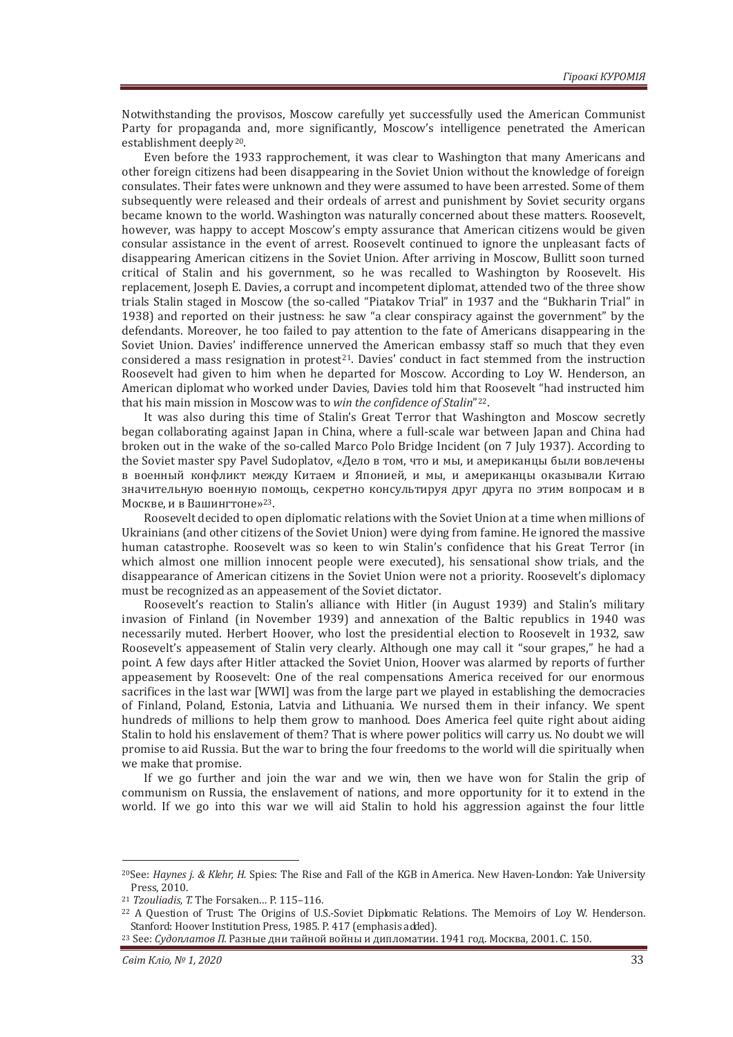Notwithstanding the provisos, Moscow carefully yet successfully used the American Communist Party for propaganda and, more significantly, Moscow's intelligence penetrated the American establishment deeply[20].

Even before the 1933 rapprochement, it was clear to Washington that many Americans and other foreign citizens had been disappearing in the Soviet Union without the knowledge of foreign consulates. Their fates were unknown and they were assumed to have been arrested. Some of them subsequently were released and their ordeals of arrest and punishment by Soviet security organs became known to the world. Washington was naturally concerned about these matters. Roosevelt, however, was happy to accept Moscow's empty assurance that American citizens would be given consular assistance in the event of arrest. Roosevelt continued to ignore the unpleasant facts of disappearing American citizens in the Soviet Union. After arriving in Moscow, Bullitt soon turned critical of Stalin and his government, so he was recalled to Washington by Roosevelt. His replacement, Joseph E. Davies, a corrupt and incompetent diplomat, attended two of the three show trials Stalin staged in Moscow (the so-called "Piatakov Trial" in 1937 and the "Bukharin Trial" in 1938) and reported on their justness: he saw "a clear conspiracy against the government" by the defendants. Moreover, he too failed to pay attention to the fate of Americans disappearing in the Soviet Union. Davies' indifference unnerved the American embassy staff so much that they even considered a mass resignation in protest[21]. Davies' conduct in fact stemmed from the instruction Roosevelt had given to him when he departed for Moscow. According to Loy W. Henderson, an American diplomat who worked under Davies, Davies told him that Roosevelt "had instructed him that his main mission in Moscow was to *win the confidence of Stalin*"[22].

It was also during this time of Stalin's Great Terror that Washington and Moscow secretly began collaborating against Japan in China, where a full-scale war between Japan and China had broken out in the wake of the so-called Marco Polo Bridge Incident (on 7 July 1937). According to the Soviet master spy Pavel Sudoplatov, «Дело в том, что и мы, и американцы были вовлечены в военный конфликт между Китаем и Японией, и мы, и американцы оказывали Китаю значительную военную помощь, секретно консультируя друг друга по этим вопросам и в Москве, и в Вашингтоне»[23].

Roosevelt decided to open diplomatic relations with the Soviet Union at a time when millions of Ukrainians (and other citizens of the Soviet Union) were dying from famine. He ignored the massive human catastrophe. Roosevelt was so keen to win Stalin's confidence that his Great Terror (in which almost one million innocent people were executed), his sensational show trials, and the disappearance of American citizens in the Soviet Union were not a priority. Roosevelt's diplomacy must be recognized as an appeasement of the Soviet dictator.

Roosevelt's reaction to Stalin's alliance with Hitler (in August 1939) and Stalin's military invasion of Finland (in November 1939) and annexation of the Baltic republics in 1940 was necessarily muted. Herbert Hoover, who lost the presidential election to Roosevelt in 1932, saw Roosevelt's appeasement of Stalin very clearly. Although one may call it "sour grapes," he had a point. A few days after Hitler attacked the Soviet Union, Hoover was alarmed by reports of further appeasement by Roosevelt: One of the real compensations America received for our enormous sacrifices in the last war [WWI] was from the large part we played in establishing the democracies of Finland, Poland, Estonia, Latvia and Lithuania. We nursed them in their infancy. We spent hundreds of millions to help them grow to manhood. Does America feel quite right about aiding Stalin to hold his enslavement of them? That is where power politics will carry us. No doubt we will promise to aid Russia. But the war to bring the four freedoms to the world will die spiritually when we make that promise.

If we go further and join the war and we win, then we have won for Stalin the grip of communism on Russia, the enslavement of nations, and more opportunity for it to extend in the world. If we go into this war we will aid Stalin to hold his aggression against the four little

---

[20] See: *Haynes j. & Klehr, H.* Spies: The Rise and Fall of the KGB in America. New Haven-London: Yale University Press, 2010.

[21] *Tzouliadis, T.* The Forsaken… P. 115–116.

[22] A Question of Trust: The Origins of U.S.-Soviet Diplomatic Relations. The Memoirs of Loy W. Henderson. Stanford: Hoover Institution Press, 1985. P. 417 (emphasis added).

[23] See: *Судоплатов П.* Разные дни тайной войны и дипломатии. 1941 год. Москва, 2001. С. 150.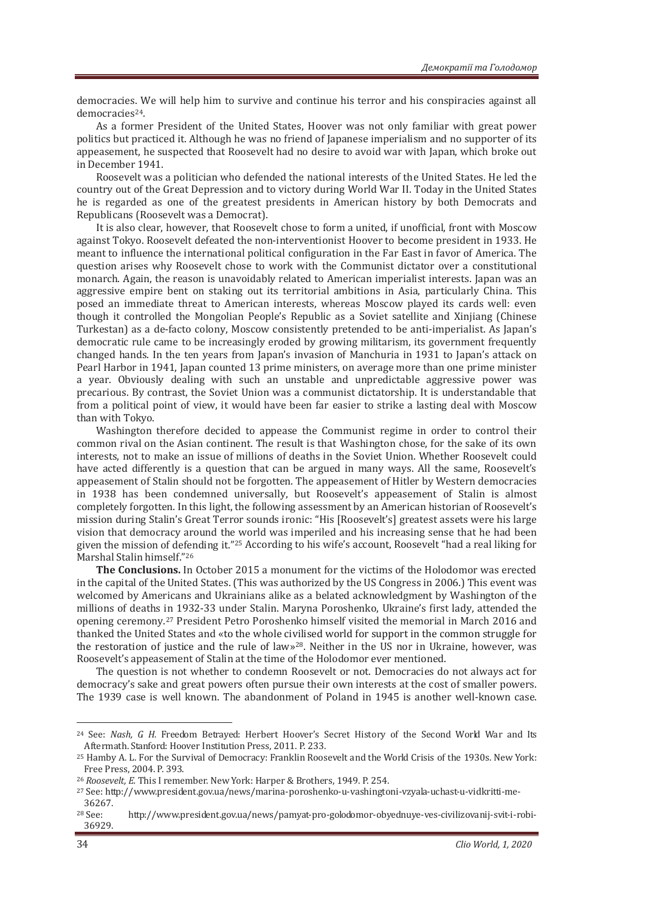democracies. We will help him to survive and continue his terror and his conspiracies against all democracies[24].

As a former President of the United States, Hoover was not only familiar with great power politics but practiced it. Although he was no friend of Japanese imperialism and no supporter of its appeasement, he suspected that Roosevelt had no desire to avoid war with Japan, which broke out in December 1941.

Roosevelt was a politician who defended the national interests of the United States. He led the country out of the Great Depression and to victory during World War II. Today in the United States he is regarded as one of the greatest presidents in American history by both Democrats and Republicans (Roosevelt was a Democrat).

It is also clear, however, that Roosevelt chose to form a united, if unofficial, front with Moscow against Tokyo. Roosevelt defeated the non-interventionist Hoover to become president in 1933. He meant to influence the international political configuration in the Far East in favor of America. The question arises why Roosevelt chose to work with the Communist dictator over a constitutional monarch. Again, the reason is unavoidably related to American imperialist interests. Japan was an aggressive empire bent on staking out its territorial ambitions in Asia, particularly China. This posed an immediate threat to American interests, whereas Moscow played its cards well: even though it controlled the Mongolian People's Republic as a Soviet satellite and Xinjiang (Chinese Turkestan) as a de-facto colony, Moscow consistently pretended to be anti-imperialist. As Japan's democratic rule came to be increasingly eroded by growing militarism, its government frequently changed hands. In the ten years from Japan's invasion of Manchuria in 1931 to Japan's attack on Pearl Harbor in 1941, Japan counted 13 prime ministers, on average more than one prime minister a year. Obviously dealing with such an unstable and unpredictable aggressive power was precarious. By contrast, the Soviet Union was a communist dictatorship. It is understandable that from a political point of view, it would have been far easier to strike a lasting deal with Moscow than with Tokyo.

Washington therefore decided to appease the Communist regime in order to control their common rival on the Asian continent. The result is that Washington chose, for the sake of its own interests, not to make an issue of millions of deaths in the Soviet Union. Whether Roosevelt could have acted differently is a question that can be argued in many ways. All the same, Roosevelt's appeasement of Stalin should not be forgotten. The appeasement of Hitler by Western democracies in 1938 has been condemned universally, but Roosevelt's appeasement of Stalin is almost completely forgotten. In this light, the following assessment by an American historian of Roosevelt's mission during Stalin's Great Terror sounds ironic: "His [Roosevelt's] greatest assets were his large vision that democracy around the world was imperiled and his increasing sense that he had been given the mission of defending it."[25] According to his wife's account, Roosevelt "had a real liking for Marshal Stalin himself."[26]

**The Conclusions.** In October 2015 a monument for the victims of the Holodomor was erected in the capital of the United States. (This was authorized by the US Congress in 2006.) This event was welcomed by Americans and Ukrainians alike as a belated acknowledgment by Washington of the millions of deaths in 1932-33 under Stalin. Maryna Poroshenko, Ukraine's first lady, attended the opening ceremony.[27] President Petro Poroshenko himself visited the memorial in March 2016 and thanked the United States and «to the whole civilised world for support in the common struggle for the restoration of justice and the rule of law»[28]. Neither in the US nor in Ukraine, however, was Roosevelt's appeasement of Stalin at the time of the Holodomor ever mentioned.

The question is not whether to condemn Roosevelt or not. Democracies do not always act for democracy's sake and great powers often pursue their own interests at the cost of smaller powers. The 1939 case is well known. The abandonment of Poland in 1945 is another well-known case.

---

[24] See: *Nash, G H.* Freedom Betrayed: Herbert Hoover's Secret History of the Second World War and Its Aftermath. Stanford: Hoover Institution Press, 2011. P. 233.

[25] Hamby A. L. For the Survival of Democracy: Franklin Roosevelt and the World Crisis of the 1930s. New York: Free Press, 2004. P. 393.

[26] *Roosevelt, E.* This I remember. New York: Harper & Brothers, 1949. P. 254.

[27] See: http://www.president.gov.ua/news/marina-poroshenko-u-vashingtoni-vzyala-uchast-u-vidkritti-me-36267.

[28] See: http://www.president.gov.ua/news/pamyat-pro-golodomor-obyednuye-ves-civilizovanij-svit-i-robi-36929.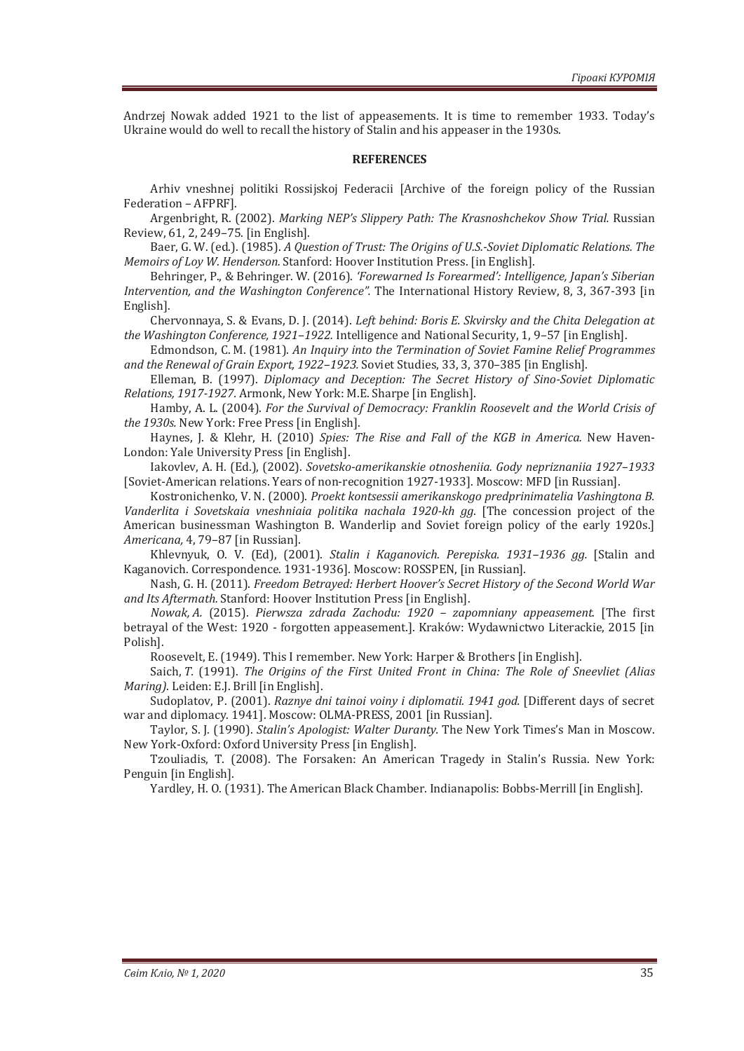Andrzej Nowak added 1921 to the list of appeasements. It is time to remember 1933. Today's Ukraine would do well to recall the history of Stalin and his appeaser in the 1930s.

### REFERENCES

Arhiv vneshnej politiki Rossijskoj Federacii [Archive of the foreign policy of the Russian Federation – AFPRF].

Argenbright, R. (2002). *Marking NEP's Slippery Path: The Krasnoshchekov Show Trial.* Russian Review, 61, 2, 249–75. [in English].

Baer, G. W. (ed.). (1985). *A Question of Trust: The Origins of U.S.-Soviet Diplomatic Relations. The Memoirs of Loy W. Henderson.* Stanford: Hoover Institution Press. [in English].

Behringer, P., & Behringer. W. (2016). *'Forewarned Is Forearmed': Intelligence, Japan's Siberian Intervention, and the Washington Conference".* The International History Review, 8, 3, 367-393 [in English].

Chervonnaya, S. & Evans, D. J. (2014). *Left behind: Boris E. Skvirsky and the Chita Delegation at the Washington Conference, 1921–1922.* Intelligence and National Security, 1, 9–57 [in English].

Edmondson, C. M. (1981). *An Inquiry into the Termination of Soviet Famine Relief Programmes and the Renewal of Grain Export, 1922–1923.* Soviet Studies, 33, 3, 370–385 [in English].

Elleman, B. (1997). *Diplomacy and Deception: The Secret History of Sino-Soviet Diplomatic Relations, 1917-1927.* Armonk, New York: M.E. Sharpe [in English].

Hamby, A. L. (2004). *For the Survival of Democracy: Franklin Roosevelt and the World Crisis of the 1930s.* New York: Free Press [in English].

Haynes, J. & Klehr, H. (2010) *Spies: The Rise and Fall of the KGB in America.* New Haven-London: Yale University Press [in English].

Iakovlev, A. H. (Ed.), (2002). *Sovetsko-amerikanskie otnosheniia. Gody nepriznaniia 1927–1933* [Soviet-American relations. Years of non-recognition 1927-1933]. Moscow: MFD [in Russian].

Kostronichenko, V. N. (2000). *Proekt kontsessii amerikanskogo predprinimatelia Vashingtona B. Vanderlita i Sovetskaia vneshniaia politika nachala 1920-kh gg.* [The concession project of the American businessman Washington B. Wanderlip and Soviet foreign policy of the early 1920s.] *Americana,* 4, 79–87 [in Russian].

Khlevnyuk, O. V. (Ed), (2001). *Stalin i Kaganovich. Perepiska. 1931–1936 gg.* [Stalin and Kaganovich. Correspondence. 1931-1936]. Moscow: ROSSPEN, [in Russian].

Nash, G. H. (2011). *Freedom Betrayed: Herbert Hoover's Secret History of the Second World War and Its Aftermath.* Stanford: Hoover Institution Press [in English].

*Nowak, A.* (2015). *Pierwsza zdrada Zachodu: 1920 – zapomniany appeasement.* [The first betrayal of the West: 1920 - forgotten appeasement.]. Kraków: Wydawnictwo Literackie, 2015 [in Polish].

Roosevelt, E. (1949). This I remember. New York: Harper & Brothers [in English].

Saich, *T*. (1991). *The Origins of the First United Front in China: The Role of Sneevliet (Alias Maring).* Leiden: E.J. Brill [in English].

Sudoplatov, P. (2001). *Raznye dni tainoi voiny i diplomatii. 1941 god.* [Different days of secret war and diplomacy. 1941]. Moscow: OLMA-PRESS, 2001 [in Russian].

Taylor, S. J. (1990). *Stalin's Apologist: Walter Duranty.* The New York Times's Man in Moscow. New York-Oxford: Oxford University Press [in English].

Tzouliadis, T. (2008). The Forsaken: An American Tragedy in Stalin's Russia. New York: Penguin [in English].

Yardley, H. O. (1931). The American Black Chamber. Indianapolis: Bobbs-Merrill [in English].